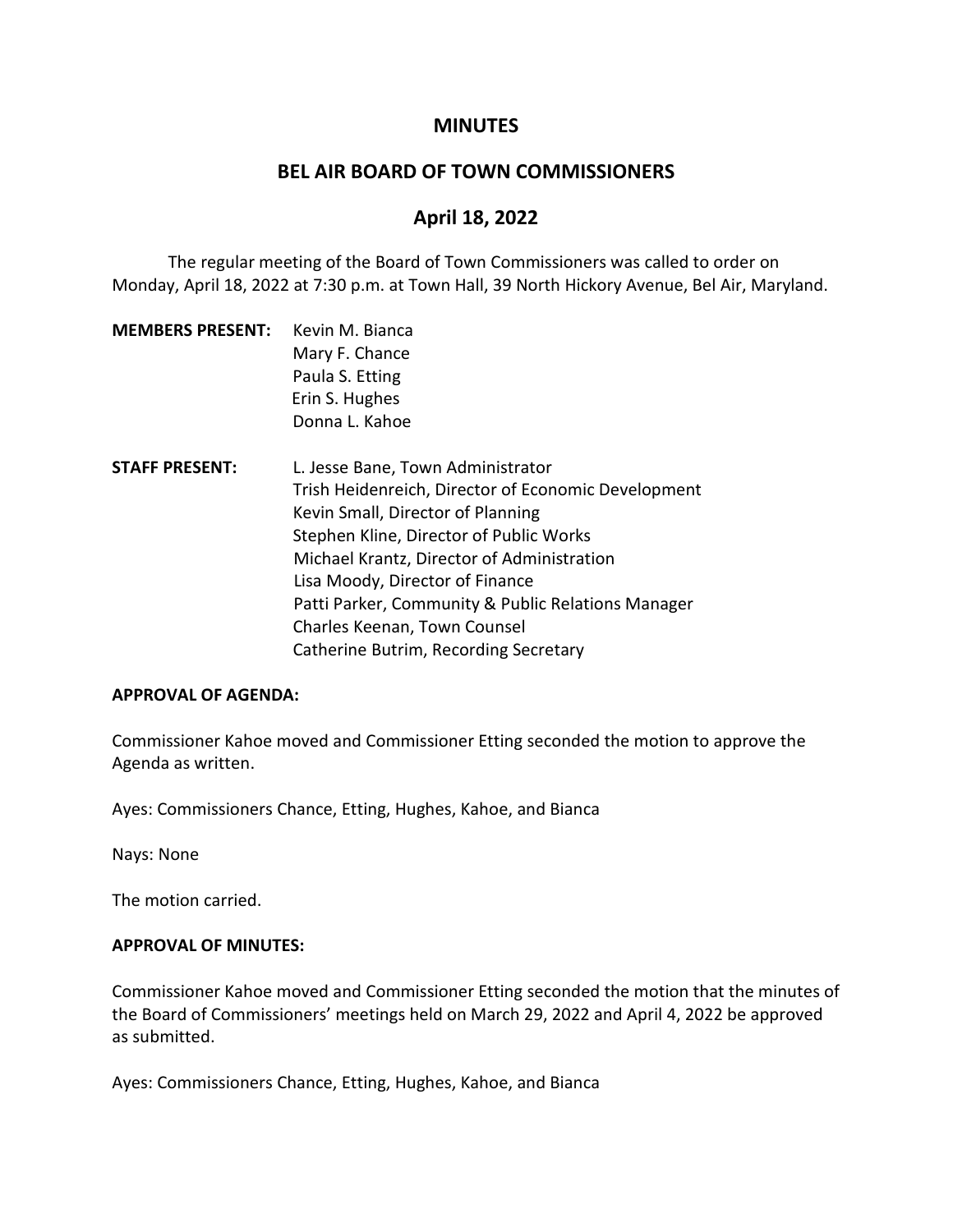# MINUTES

## BEL AIR BOARD OF TOWN COMMISSIONERS

## April 18, 2022

The regular meeting of the Board of Town Commissioners was called to order on Monday, April 18, 2022 at 7:30 p.m. at Town Hall, 39 North Hickory Avenue, Bel Air, Maryland.

**MEMBERS PRESENT:**
Kevin M. Bianca
Mary F. Chance
Paula S. Etting
Erin S. Hughes
Donna L. Kahoe

**STAFF PRESENT:**
L. Jesse Bane, Town Administrator
Trish Heidenreich, Director of Economic Development
Kevin Small, Director of Planning
Stephen Kline, Director of Public Works
Michael Krantz, Director of Administration
Lisa Moody, Director of Finance
Patti Parker, Community & Public Relations Manager
Charles Keenan, Town Counsel
Catherine Butrim, Recording Secretary

**APPROVAL OF AGENDA:**

Commissioner Kahoe moved and Commissioner Etting seconded the motion to approve the Agenda as written.

Ayes: Commissioners Chance, Etting, Hughes, Kahoe, and Bianca

Nays: None

The motion carried.

**APPROVAL OF MINUTES:**

Commissioner Kahoe moved and Commissioner Etting seconded the motion that the minutes of the Board of Commissioners' meetings held on March 29, 2022 and April 4, 2022 be approved as submitted.

Ayes: Commissioners Chance, Etting, Hughes, Kahoe, and Bianca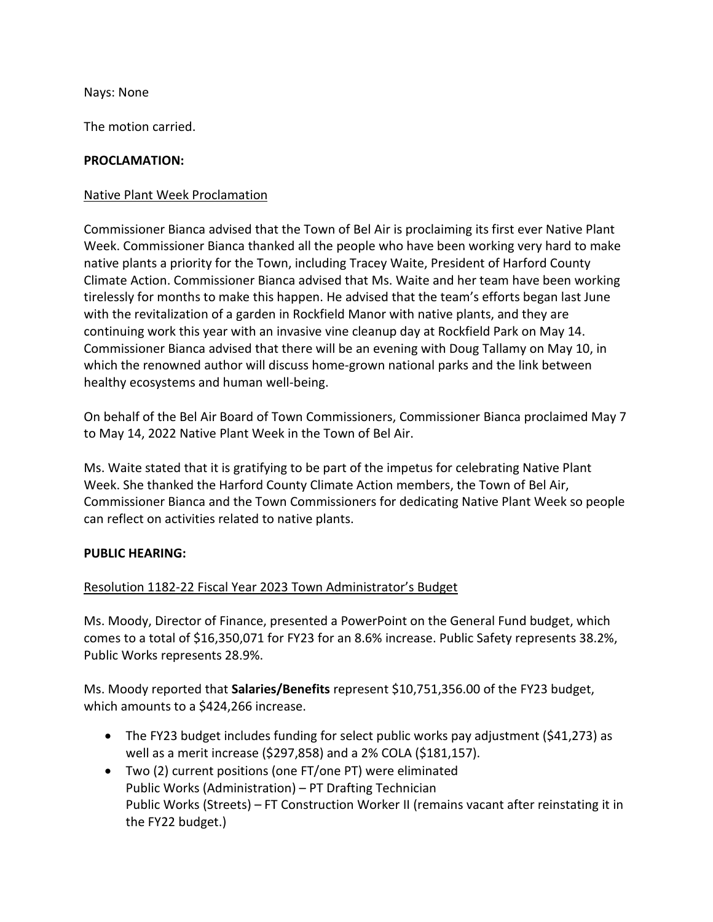Nays: None

The motion carried.

**PROCLAMATION:**

Native Plant Week Proclamation

Commissioner Bianca advised that the Town of Bel Air is proclaiming its first ever Native Plant Week. Commissioner Bianca thanked all the people who have been working very hard to make native plants a priority for the Town, including Tracey Waite, President of Harford County Climate Action. Commissioner Bianca advised that Ms. Waite and her team have been working tirelessly for months to make this happen. He advised that the team's efforts began last June with the revitalization of a garden in Rockfield Manor with native plants, and they are continuing work this year with an invasive vine cleanup day at Rockfield Park on May 14. Commissioner Bianca advised that there will be an evening with Doug Tallamy on May 10, in which the renowned author will discuss home-grown national parks and the link between healthy ecosystems and human well-being.

On behalf of the Bel Air Board of Town Commissioners, Commissioner Bianca proclaimed May 7 to May 14, 2022 Native Plant Week in the Town of Bel Air.

Ms. Waite stated that it is gratifying to be part of the impetus for celebrating Native Plant Week. She thanked the Harford County Climate Action members, the Town of Bel Air, Commissioner Bianca and the Town Commissioners for dedicating Native Plant Week so people can reflect on activities related to native plants.

**PUBLIC HEARING:**

Resolution 1182-22 Fiscal Year 2023 Town Administrator's Budget

Ms. Moody, Director of Finance, presented a PowerPoint on the General Fund budget, which comes to a total of $16,350,071 for FY23 for an 8.6% increase. Public Safety represents 38.2%, Public Works represents 28.9%.

Ms. Moody reported that **Salaries/Benefits** represent $10,751,356.00 of the FY23 budget, which amounts to a $424,266 increase.

- The FY23 budget includes funding for select public works pay adjustment ($41,273) as well as a merit increase ($297,858) and a 2% COLA ($181,157).
- Two (2) current positions (one FT/one PT) were eliminated
  Public Works (Administration) – PT Drafting Technician
  Public Works (Streets) – FT Construction Worker II (remains vacant after reinstating it in the FY22 budget.)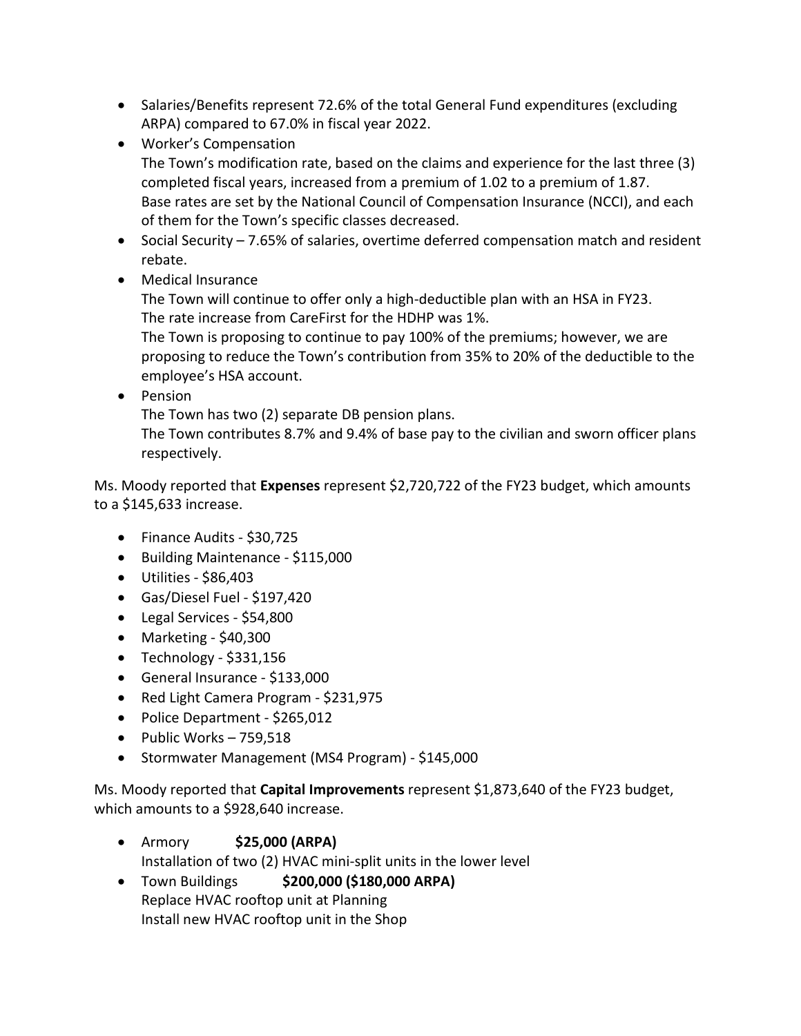- Salaries/Benefits represent 72.6% of the total General Fund expenditures (excluding ARPA) compared to 67.0% in fiscal year 2022.
- Worker's Compensation
  The Town's modification rate, based on the claims and experience for the last three (3) completed fiscal years, increased from a premium of 1.02 to a premium of 1.87.
  Base rates are set by the National Council of Compensation Insurance (NCCI), and each of them for the Town's specific classes decreased.
- Social Security – 7.65% of salaries, overtime deferred compensation match and resident rebate.
- Medical Insurance
  The Town will continue to offer only a high-deductible plan with an HSA in FY23.
  The rate increase from CareFirst for the HDHP was 1%.
  The Town is proposing to continue to pay 100% of the premiums; however, we are proposing to reduce the Town's contribution from 35% to 20% of the deductible to the employee's HSA account.
- Pension
  The Town has two (2) separate DB pension plans.
  The Town contributes 8.7% and 9.4% of base pay to the civilian and sworn officer plans respectively.

Ms. Moody reported that **Expenses** represent $2,720,722 of the FY23 budget, which amounts to a $145,633 increase.

- Finance Audits - $30,725
- Building Maintenance - $115,000
- Utilities - $86,403
- Gas/Diesel Fuel - $197,420
- Legal Services - $54,800
- Marketing - $40,300
- Technology - $331,156
- General Insurance - $133,000
- Red Light Camera Program - $231,975
- Police Department - $265,012
- Public Works – 759,518
- Stormwater Management (MS4 Program) - $145,000

Ms. Moody reported that **Capital Improvements** represent $1,873,640 of the FY23 budget, which amounts to a $928,640 increase.

- Armory **$25,000 (ARPA)**
  Installation of two (2) HVAC mini-split units in the lower level
- Town Buildings **$200,000 ($180,000 ARPA)**
  Replace HVAC rooftop unit at Planning
  Install new HVAC rooftop unit in the Shop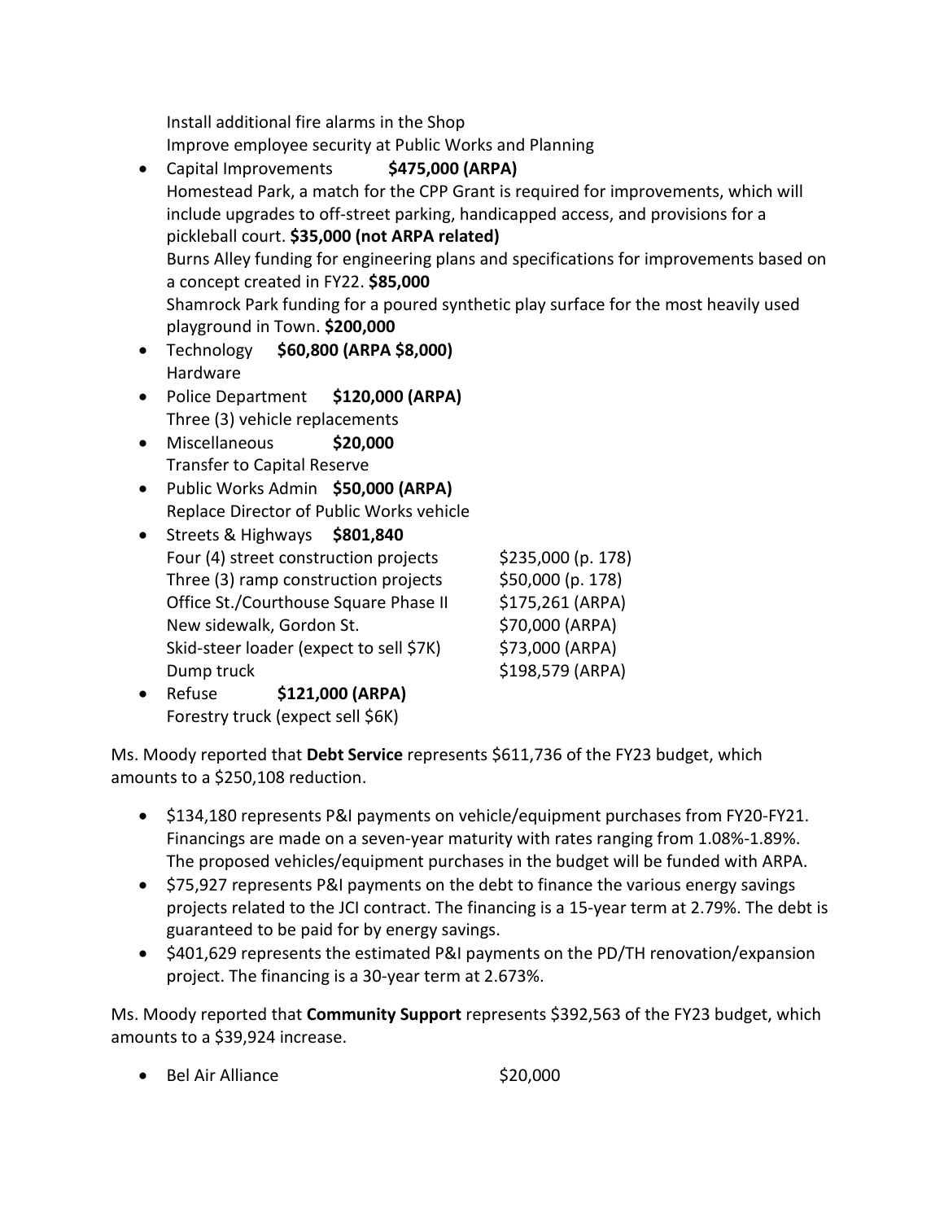Install additional fire alarms in the Shop
Improve employee security at Public Works and Planning

- Capital Improvements **$475,000 (ARPA)**
  Homestead Park, a match for the CPP Grant is required for improvements, which will include upgrades to off-street parking, handicapped access, and provisions for a pickleball court. **$35,000 (not ARPA related)**
  Burns Alley funding for engineering plans and specifications for improvements based on a concept created in FY22. **$85,000**
  Shamrock Park funding for a poured synthetic play surface for the most heavily used playground in Town. **$200,000**
- Technology **$60,800 (ARPA $8,000)**
  Hardware
- Police Department **$120,000 (ARPA)**
  Three (3) vehicle replacements
- Miscellaneous **$20,000**
  Transfer to Capital Reserve
- Public Works Admin **$50,000 (ARPA)**
  Replace Director of Public Works vehicle
- Streets & Highways **$801,840**
  Four (4) street construction projects $235,000 (p. 178)
  Three (3) ramp construction projects $50,000 (p. 178)
  Office St./Courthouse Square Phase II $175,261 (ARPA)
  New sidewalk, Gordon St. $70,000 (ARPA)
  Skid-steer loader (expect to sell $7K) $73,000 (ARPA)
  Dump truck $198,579 (ARPA)
- Refuse **$121,000 (ARPA)**
  Forestry truck (expect sell $6K)

Ms. Moody reported that **Debt Service** represents $611,736 of the FY23 budget, which amounts to a $250,108 reduction.

- $134,180 represents P&I payments on vehicle/equipment purchases from FY20-FY21. Financings are made on a seven-year maturity with rates ranging from 1.08%-1.89%. The proposed vehicles/equipment purchases in the budget will be funded with ARPA.
- $75,927 represents P&I payments on the debt to finance the various energy savings projects related to the JCI contract. The financing is a 15-year term at 2.79%. The debt is guaranteed to be paid for by energy savings.
- $401,629 represents the estimated P&I payments on the PD/TH renovation/expansion project. The financing is a 30-year term at 2.673%.

Ms. Moody reported that **Community Support** represents $392,563 of the FY23 budget, which amounts to a $39,924 increase.

- Bel Air Alliance $20,000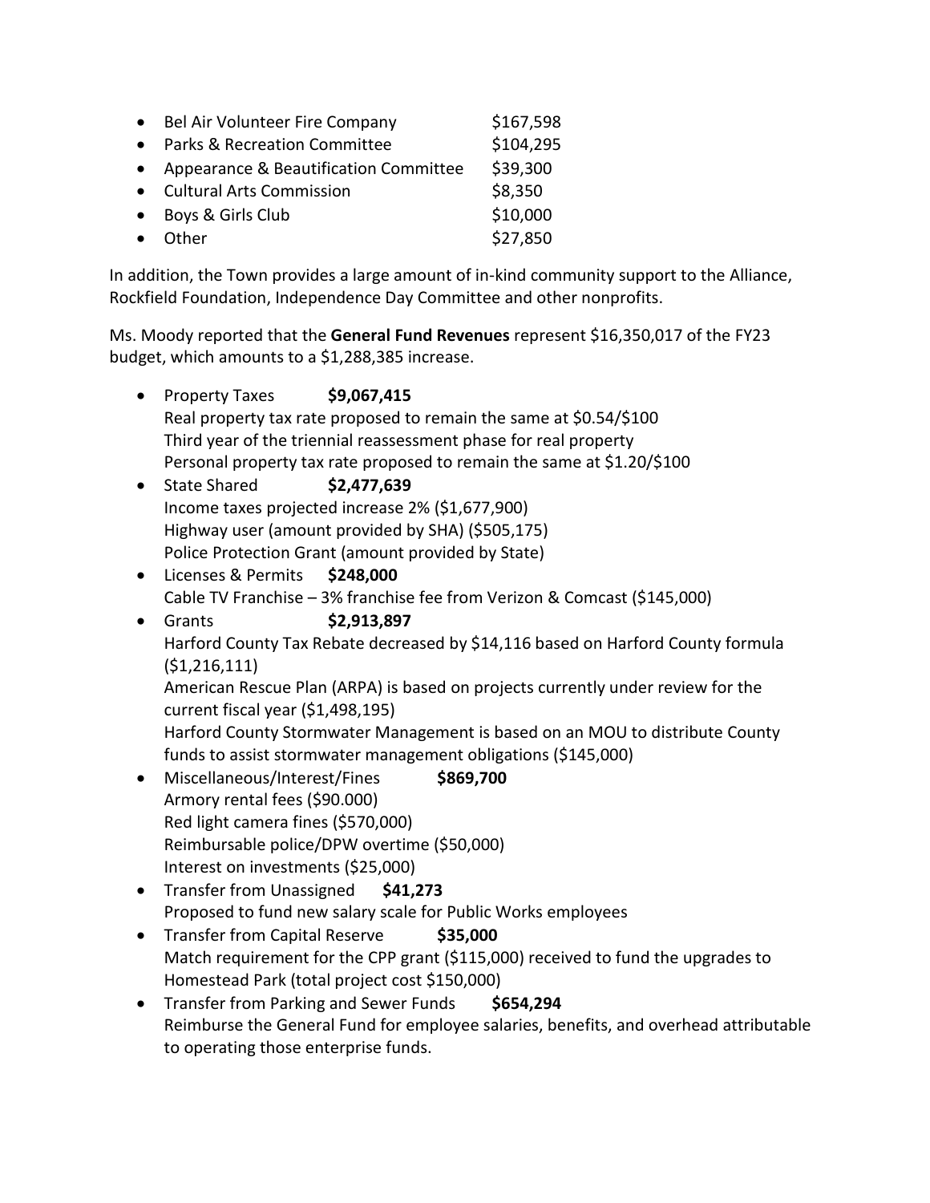- Bel Air Volunteer Fire Company $167,598
- Parks & Recreation Committee $104,295
- Appearance & Beautification Committee $39,300
- Cultural Arts Commission $8,350
- Boys & Girls Club $10,000
- Other $27,850

In addition, the Town provides a large amount of in-kind community support to the Alliance, Rockfield Foundation, Independence Day Committee and other nonprofits.

Ms. Moody reported that the **General Fund Revenues** represent $16,350,017 of the FY23 budget, which amounts to a $1,288,385 increase.

- Property Taxes **$9,067,415**
  Real property tax rate proposed to remain the same at $0.54/$100
  Third year of the triennial reassessment phase for real property
  Personal property tax rate proposed to remain the same at $1.20/$100
- State Shared **$2,477,639**
  Income taxes projected increase 2% ($1,677,900)
  Highway user (amount provided by SHA) ($505,175)
  Police Protection Grant (amount provided by State)
- Licenses & Permits **$248,000**
  Cable TV Franchise – 3% franchise fee from Verizon & Comcast ($145,000)
- Grants **$2,913,897**
  Harford County Tax Rebate decreased by $14,116 based on Harford County formula ($1,216,111)
  American Rescue Plan (ARPA) is based on projects currently under review for the current fiscal year ($1,498,195)
  Harford County Stormwater Management is based on an MOU to distribute County funds to assist stormwater management obligations ($145,000)
- Miscellaneous/Interest/Fines **$869,700**
  Armory rental fees ($90.000)
  Red light camera fines ($570,000)
  Reimbursable police/DPW overtime ($50,000)
  Interest on investments ($25,000)
- Transfer from Unassigned **$41,273**
  Proposed to fund new salary scale for Public Works employees
- Transfer from Capital Reserve **$35,000**
  Match requirement for the CPP grant ($115,000) received to fund the upgrades to Homestead Park (total project cost $150,000)
- Transfer from Parking and Sewer Funds **$654,294**
  Reimburse the General Fund for employee salaries, benefits, and overhead attributable to operating those enterprise funds.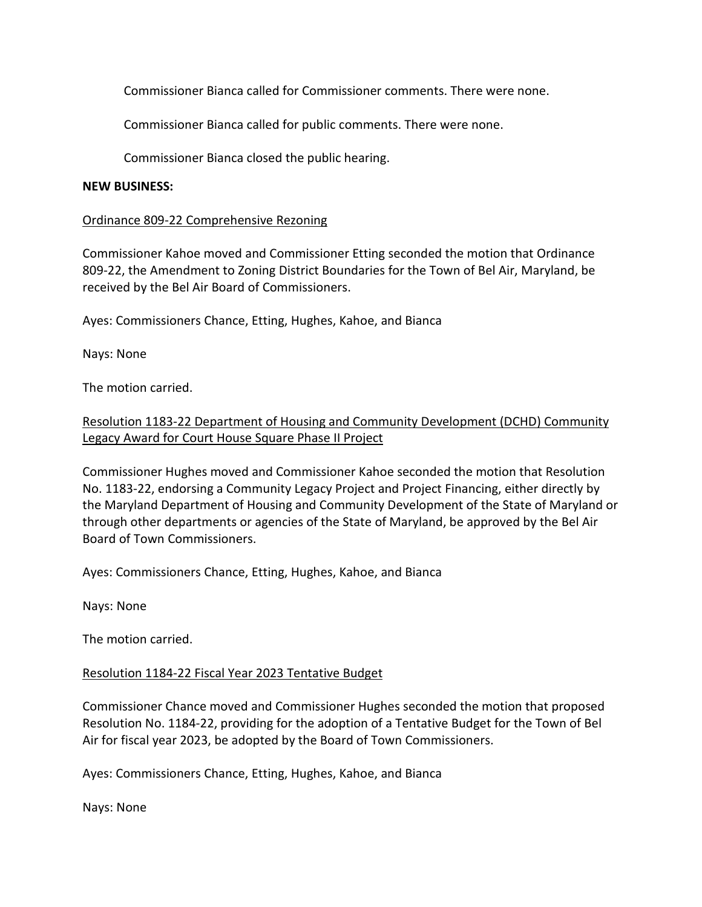Commissioner Bianca called for Commissioner comments. There were none.

Commissioner Bianca called for public comments. There were none.

Commissioner Bianca closed the public hearing.

**NEW BUSINESS:**

Ordinance 809-22 Comprehensive Rezoning

Commissioner Kahoe moved and Commissioner Etting seconded the motion that Ordinance 809-22, the Amendment to Zoning District Boundaries for the Town of Bel Air, Maryland, be received by the Bel Air Board of Commissioners.

Ayes: Commissioners Chance, Etting, Hughes, Kahoe, and Bianca

Nays: None

The motion carried.

Resolution 1183-22 Department of Housing and Community Development (DCHD) Community Legacy Award for Court House Square Phase II Project

Commissioner Hughes moved and Commissioner Kahoe seconded the motion that Resolution No. 1183-22, endorsing a Community Legacy Project and Project Financing, either directly by the Maryland Department of Housing and Community Development of the State of Maryland or through other departments or agencies of the State of Maryland, be approved by the Bel Air Board of Town Commissioners.

Ayes: Commissioners Chance, Etting, Hughes, Kahoe, and Bianca

Nays: None

The motion carried.

Resolution 1184-22 Fiscal Year 2023 Tentative Budget

Commissioner Chance moved and Commissioner Hughes seconded the motion that proposed Resolution No. 1184-22, providing for the adoption of a Tentative Budget for the Town of Bel Air for fiscal year 2023, be adopted by the Board of Town Commissioners.

Ayes: Commissioners Chance, Etting, Hughes, Kahoe, and Bianca

Nays: None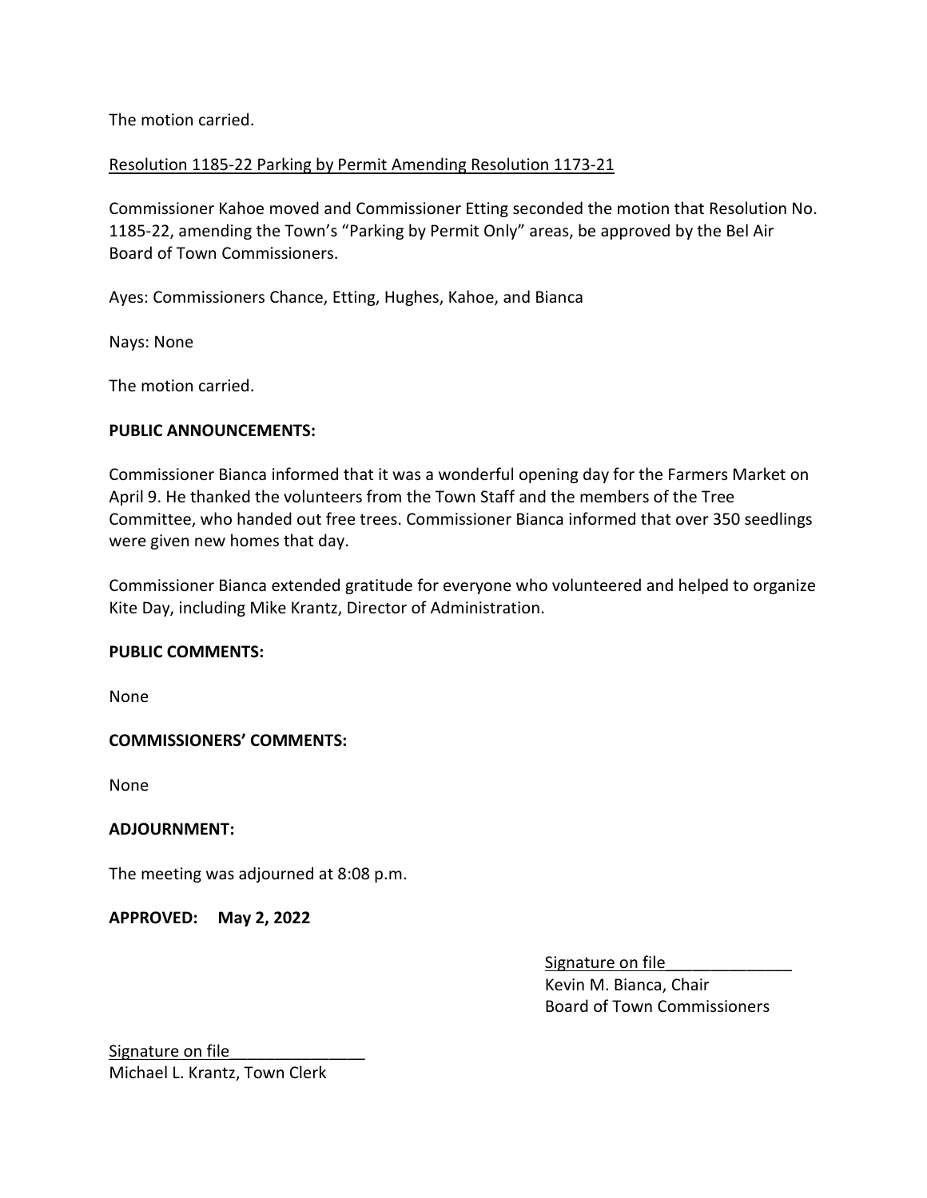The motion carried.

Resolution 1185-22 Parking by Permit Amending Resolution 1173-21

Commissioner Kahoe moved and Commissioner Etting seconded the motion that Resolution No. 1185-22, amending the Town's "Parking by Permit Only" areas, be approved by the Bel Air Board of Town Commissioners.

Ayes: Commissioners Chance, Etting, Hughes, Kahoe, and Bianca

Nays: None

The motion carried.

**PUBLIC ANNOUNCEMENTS:**

Commissioner Bianca informed that it was a wonderful opening day for the Farmers Market on April 9. He thanked the volunteers from the Town Staff and the members of the Tree Committee, who handed out free trees. Commissioner Bianca informed that over 350 seedlings were given new homes that day.

Commissioner Bianca extended gratitude for everyone who volunteered and helped to organize Kite Day, including Mike Krantz, Director of Administration.

**PUBLIC COMMENTS:**

None

**COMMISSIONERS' COMMENTS:**

None

**ADJOURNMENT:**

The meeting was adjourned at 8:08 p.m.

**APPROVED: May 2, 2022**

Signature on file______________
Kevin M. Bianca, Chair
Board of Town Commissioners

Signature on file_______________
Michael L. Krantz, Town Clerk